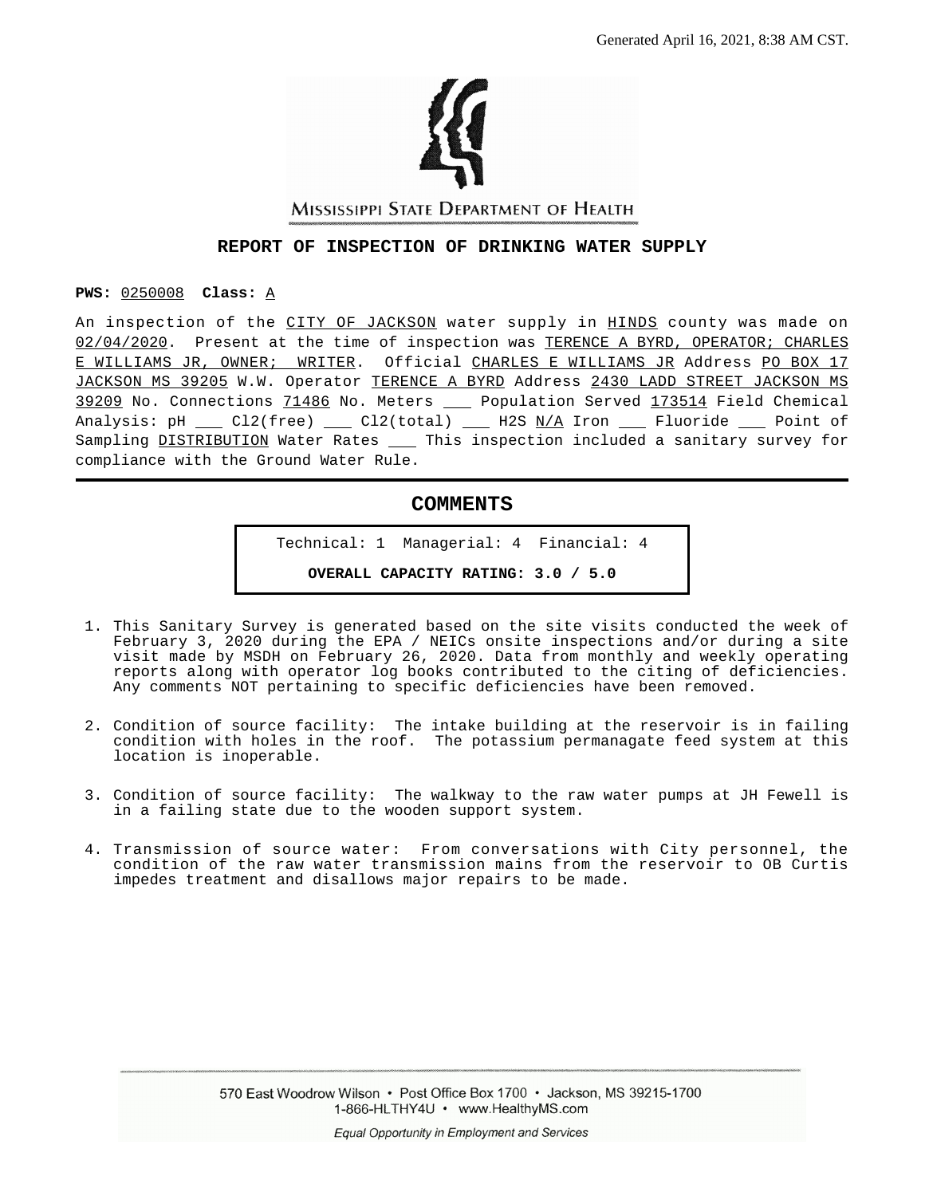Generated April 16, 2021, 8:38 AM CST.

MISSISSIPPI STATE DEPARTMENT OF HEALTH

# REPORT OF INSPECTION OF DRINKING WATER SUPPLY

**PWS:** 0250008 **Class:** A

An inspection of the CITY OF JACKSON water supply in HINDS county was made on 02/04/2020. Present at the time of inspection was TERENCE A BYRD, OPERATOR; CHARLES E WILLIAMS JR, OWNER; WRITER. Official CHARLES E WILLIAMS JR Address PO BOX 17 JACKSON MS 39205 W.W. Operator TERENCE A BYRD Address 2430 LADD STREET JACKSON MS 39209 No. Connections 71486 No. Meters ___ Population Served 173514 Field Chemical Analysis: pH ___ Cl2(free) ___ Cl2(total) ___ H2S N/A Iron ___ Fluoride ___ Point of Sampling DISTRIBUTION Water Rates ___ This inspection included a sanitary survey for compliance with the Ground Water Rule.

## COMMENTS

Technical: 1 Managerial: 4 Financial: 4

**OVERALL CAPACITY RATING: 3.0 / 5.0**

1. This Sanitary Survey is generated based on the site visits conducted the week of February 3, 2020 during the EPA / NEICs onsite inspections and/or during a site visit made by MSDH on February 26, 2020. Data from monthly and weekly operating reports along with operator log books contributed to the citing of deficiencies. Any comments NOT pertaining to specific deficiencies have been removed.

2. Condition of source facility: The intake building at the reservoir is in failing condition with holes in the roof. The potassium permanagate feed system at this location is inoperable.

3. Condition of source facility: The walkway to the raw water pumps at JH Fewell is in a failing state due to the wooden support system.

4. Transmission of source water: From conversations with City personnel, the condition of the raw water transmission mains from the reservoir to OB Curtis impedes treatment and disallows major repairs to be made.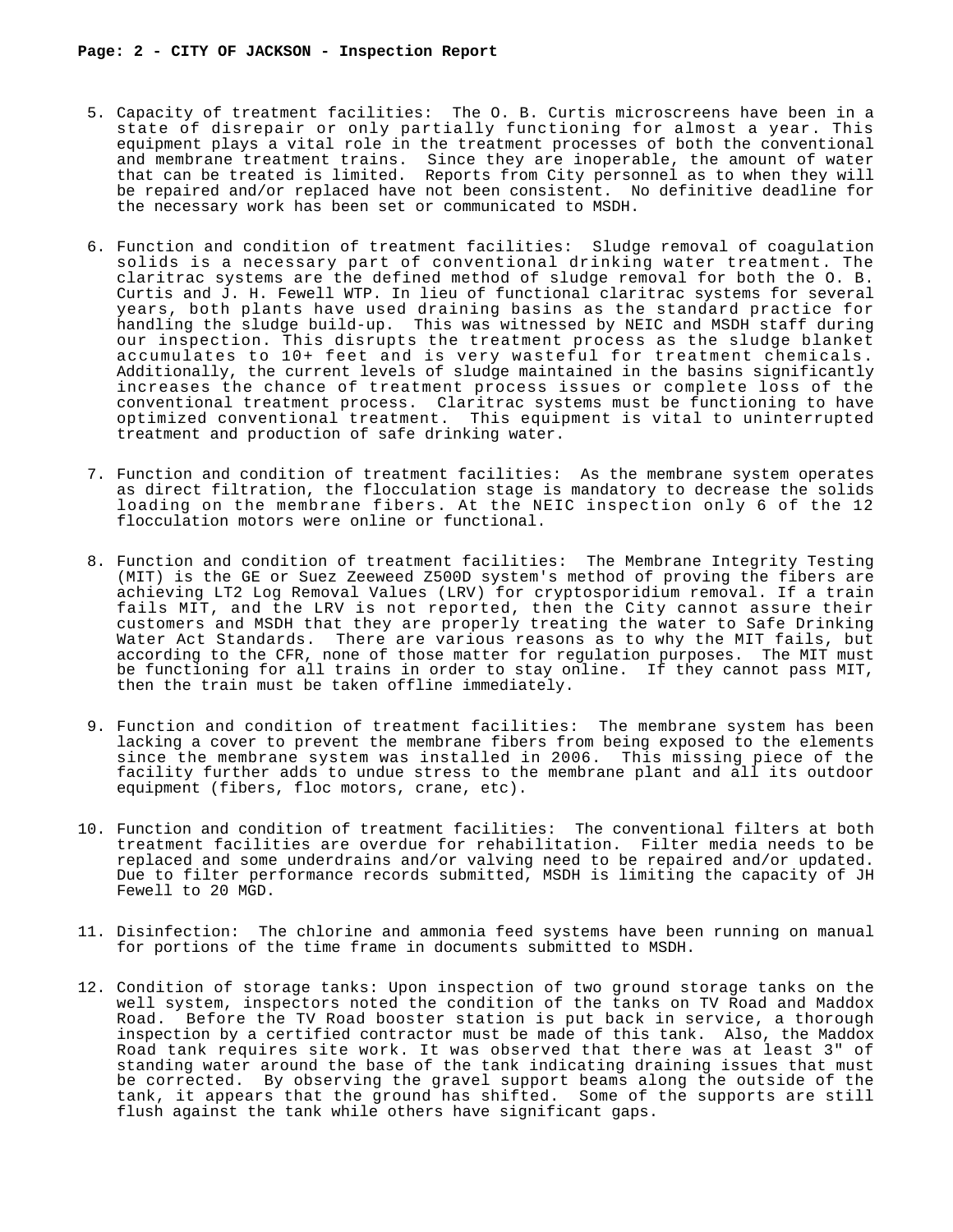5. Capacity of treatment facilities: The O. B. Curtis microscreens have been in a state of disrepair or only partially functioning for almost a year. This equipment plays a vital role in the treatment processes of both the conventional and membrane treatment trains. Since they are inoperable, the amount of water that can be treated is limited. Reports from City personnel as to when they will be repaired and/or replaced have not been consistent. No definitive deadline for the necessary work has been set or communicated to MSDH.

6. Function and condition of treatment facilities: Sludge removal of coagulation solids is a necessary part of conventional drinking water treatment. The claritrac systems are the defined method of sludge removal for both the O. B. Curtis and J. H. Fewell WTP. In lieu of functional claritrac systems for several years, both plants have used draining basins as the standard practice for handling the sludge build-up. This was witnessed by NEIC and MSDH staff during our inspection. This disrupts the treatment process as the sludge blanket accumulates to 10+ feet and is very wasteful for treatment chemicals. Additionally, the current levels of sludge maintained in the basins significantly increases the chance of treatment process issues or complete loss of the conventional treatment process. Claritrac systems must be functioning to have optimized conventional treatment. This equipment is vital to uninterrupted treatment and production of safe drinking water.

7. Function and condition of treatment facilities: As the membrane system operates as direct filtration, the flocculation stage is mandatory to decrease the solids loading on the membrane fibers. At the NEIC inspection only 6 of the 12 flocculation motors were online or functional.

8. Function and condition of treatment facilities: The Membrane Integrity Testing (MIT) is the GE or Suez Zeeweed Z500D system's method of proving the fibers are achieving LT2 Log Removal Values (LRV) for cryptosporidium removal. If a train fails MIT, and the LRV is not reported, then the City cannot assure their customers and MSDH that they are properly treating the water to Safe Drinking Water Act Standards. There are various reasons as to why the MIT fails, but according to the CFR, none of those matter for regulation purposes. The MIT must be functioning for all trains in order to stay online. If they cannot pass MIT, then the train must be taken offline immediately.

9. Function and condition of treatment facilities: The membrane system has been lacking a cover to prevent the membrane fibers from being exposed to the elements since the membrane system was installed in 2006. This missing piece of the facility further adds to undue stress to the membrane plant and all its outdoor equipment (fibers, floc motors, crane, etc).

10. Function and condition of treatment facilities: The conventional filters at both treatment facilities are overdue for rehabilitation. Filter media needs to be replaced and some underdrains and/or valving need to be repaired and/or updated. Due to filter performance records submitted, MSDH is limiting the capacity of JH Fewell to 20 MGD.

11. Disinfection: The chlorine and ammonia feed systems have been running on manual for portions of the time frame in documents submitted to MSDH.

12. Condition of storage tanks: Upon inspection of two ground storage tanks on the well system, inspectors noted the condition of the tanks on TV Road and Maddox Road. Before the TV Road booster station is put back in service, a thorough inspection by a certified contractor must be made of this tank. Also, the Maddox Road tank requires site work. It was observed that there was at least 3" of standing water around the base of the tank indicating draining issues that must be corrected. By observing the gravel support beams along the outside of the tank, it appears that the ground has shifted. Some of the supports are still flush against the tank while others have significant gaps.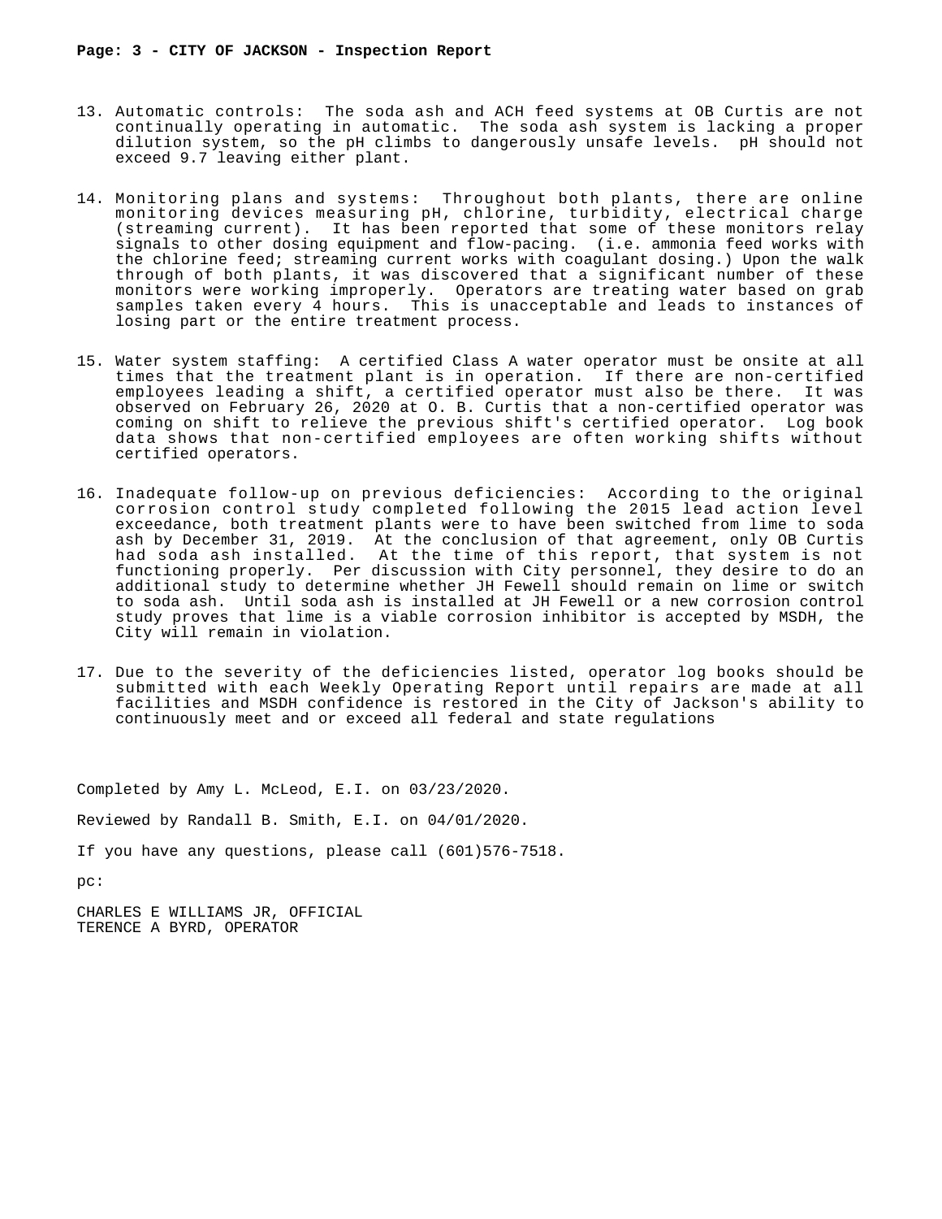13. Automatic controls: The soda ash and ACH feed systems at OB Curtis are not continually operating in automatic. The soda ash system is lacking a proper dilution system, so the pH climbs to dangerously unsafe levels. pH should not exceed 9.7 leaving either plant.

14. Monitoring plans and systems: Throughout both plants, there are online monitoring devices measuring pH, chlorine, turbidity, electrical charge (streaming current). It has been reported that some of these monitors relay signals to other dosing equipment and flow-pacing. (i.e. ammonia feed works with the chlorine feed; streaming current works with coagulant dosing.) Upon the walk through of both plants, it was discovered that a significant number of these monitors were working improperly. Operators are treating water based on grab samples taken every 4 hours. This is unacceptable and leads to instances of losing part or the entire treatment process.

15. Water system staffing: A certified Class A water operator must be onsite at all times that the treatment plant is in operation. If there are non-certified employees leading a shift, a certified operator must also be there. It was observed on February 26, 2020 at O. B. Curtis that a non-certified operator was coming on shift to relieve the previous shift's certified operator. Log book data shows that non-certified employees are often working shifts without certified operators.

16. Inadequate follow-up on previous deficiencies: According to the original corrosion control study completed following the 2015 lead action level exceedance, both treatment plants were to have been switched from lime to soda ash by December 31, 2019. At the conclusion of that agreement, only OB Curtis had soda ash installed. At the time of this report, that system is not functioning properly. Per discussion with City personnel, they desire to do an additional study to determine whether JH Fewell should remain on lime or switch to soda ash. Until soda ash is installed at JH Fewell or a new corrosion control study proves that lime is a viable corrosion inhibitor is accepted by MSDH, the City will remain in violation.

17. Due to the severity of the deficiencies listed, operator log books should be submitted with each Weekly Operating Report until repairs are made at all facilities and MSDH confidence is restored in the City of Jackson's ability to continuously meet and or exceed all federal and state regulations

Completed by Amy L. McLeod, E.I. on 03/23/2020.

Reviewed by Randall B. Smith, E.I. on 04/01/2020.

If you have any questions, please call (601)576-7518.

pc:

CHARLES E WILLIAMS JR, OFFICIAL
TERENCE A BYRD, OPERATOR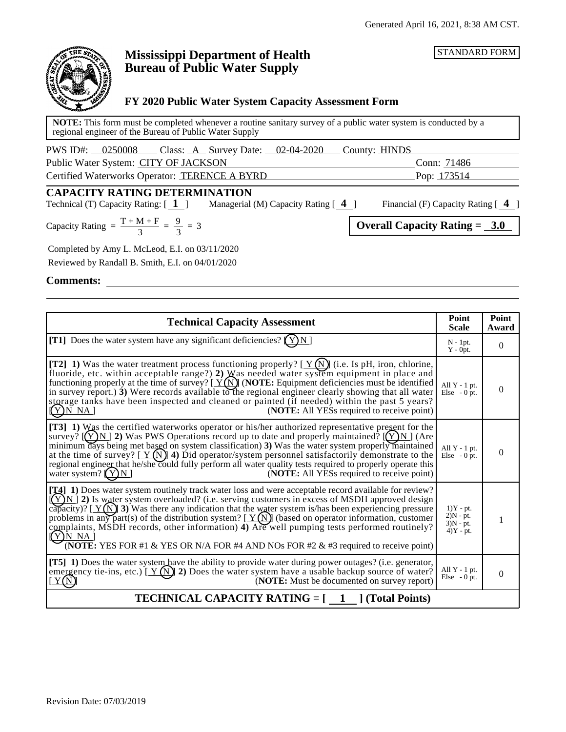Generated April 16, 2021, 8:38 AM CST.

# Mississippi Department of Health
# Bureau of Public Water Supply

STANDARD FORM

## FY 2020 Public Water System Capacity Assessment Form

**NOTE:** This form must be completed whenever a routine sanitary survey of a public water system is conducted by a regional engineer of the Bureau of Public Water Supply

PWS ID#: 0250008 Class: A Survey Date: 02-04-2020 County: HINDS

Public Water System: CITY OF JACKSON Conn: 71486

Certified Waterworks Operator: TERENCE A BYRD Pop: 173514

## CAPACITY RATING DETERMINATION

Technical (T) Capacity Rating: [ **1** ] Managerial (M) Capacity Rating [ **4** ] Financial (F) Capacity Rating [ **4** ]

Capacity Rating $= \frac{T + M + F}{3} = \frac{9}{3} = 3$

**Overall Capacity Rating = 3.0**

Completed by Amy L. McLeod, E.I. on 03/11/2020

Reviewed by Randall B. Smith, E.I. on 04/01/2020

**Comments:**

| Technical Capacity Assessment | Point Scale | Point Award |
|---|---|---|
| **[T1]** Does the water system have any significant deficiencies? [ (Y) N ] | N - 1pt. Y - 0pt. | 0 |
| **[T2] 1)** Was the water treatment process functioning properly? [ Y (N) ] (i.e. Is pH, iron, chlorine, fluoride, etc. within acceptable range?) **2)** Was needed water system equipment in place and functioning properly at the time of survey? [ Y (N) ] (**NOTE:** Equipment deficiencies must be identified in survey report.) **3)** Were records available to the regional engineer clearly showing that all water storage tanks have been inspected and cleaned or painted (if needed) within the past 5 years? [ (Y) N NA ] (**NOTE:** All YESs required to receive point) | All Y - 1 pt. Else - 0 pt. | 0 |
| **[T3] 1)** Was the certified waterworks operator or his/her authorized representative present for the survey? [ (Y) N ] **2)** Was PWS Operations record up to date and properly maintained? [ (Y) N ] (Are minimum days being met based on system classification) **3)** Was the water system properly maintained at the time of survey? [ Y (N) ] **4)** Did operator/system personnel satisfactorily demonstrate to the regional engineer that he/she could fully perform all water quality tests required to properly operate this water system? [ (Y) N ] (**NOTE:** All YESs required to receive point) | All Y - 1 pt. Else - 0 pt. | 0 |
| **[T4] 1)** Does water system routinely track water loss and were acceptable record available for review? [ (Y) N ] **2)** Is water system overloaded? (i.e. serving customers in excess of MSDH approved design capacity)? [ Y (N) ] **3)** Was there any indication that the water system is/has been experiencing pressure problems in any part(s) of the distribution system? [ Y (N) ] (based on operator information, customer complaints, MSDH records, other information) **4)** Are well pumping tests performed routinely? [ (Y) N NA ] (**NOTE:** YES FOR #1 & YES OR N/A FOR #4 AND NOs FOR #2 & #3 required to receive point) | 1)Y - pt. 2)N - pt. 3)N - pt. 4)Y - pt. | 1 |
| **[T5] 1)** Does the water system have the ability to provide water during power outages? (i.e. generator, emergency tie-ins, etc.) [ Y (N) ] **2)** Does the water system have a usable backup source of water? [ Y (N) ] (**NOTE:** Must be documented on survey report) | All Y - 1 pt. Else - 0 pt. | 0 |
| **TECHNICAL CAPACITY RATING = [ 1 ] (Total Points)** | | |

Revision Date: 07/03/2019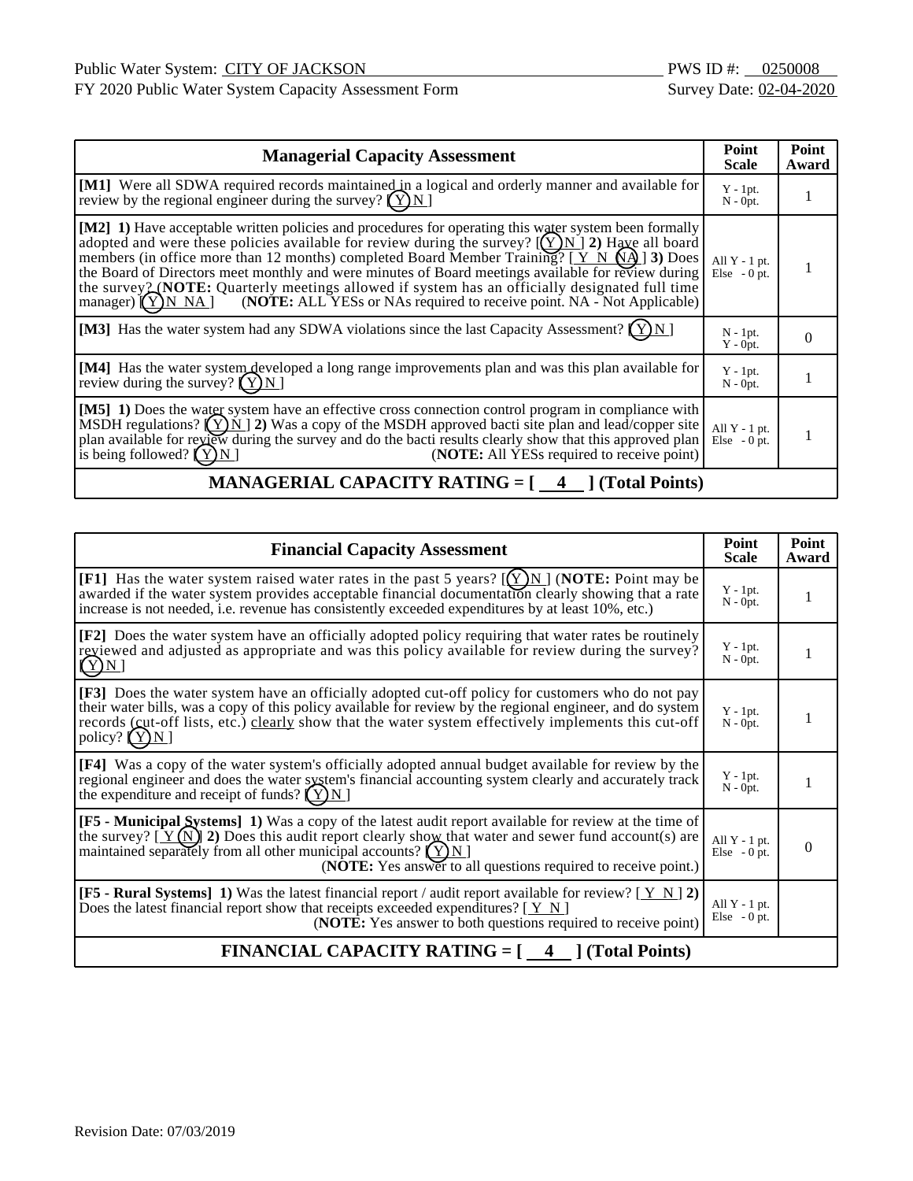Public Water System: CITY OF JACKSON PWS ID #: 0250008

FY 2020 Public Water System Capacity Assessment Form Survey Date: 02-04-2020

| Managerial Capacity Assessment | Point Scale | Point Award |
|---|---|---|
| **[M1]** Were all SDWA required records maintained in a logical and orderly manner and available for review by the regional engineer during the survey? [ (Y) N ] | Y - 1pt. N - 0pt. | 1 |
| **[M2] 1)** Have acceptable written policies and procedures for operating this water system been formally adopted and were these policies available for review during the survey? [ (Y) N ] **2)** Have all board members (in office more than 12 months) completed Board Member Training? [ Y N (NA) ] **3)** Does the Board of Directors meet monthly and were minutes of Board meetings available for review during the survey? (**NOTE:** Quarterly meetings allowed if system has an officially designated full time manager) [ (Y) N NA ] (**NOTE:** ALL YESs or NAs required to receive point. NA - Not Applicable) | All Y - 1 pt. Else - 0 pt. | 1 |
| **[M3]** Has the water system had any SDWA violations since the last Capacity Assessment? [ (Y) N ] | N - 1pt. Y - 0pt. | 0 |
| **[M4]** Has the water system developed a long range improvements plan and was this plan available for review during the survey? [ (Y) N ] | Y - 1pt. N - 0pt. | 1 |
| **[M5] 1)** Does the water system have an effective cross connection control program in compliance with MSDH regulations? [ (Y) N ] **2)** Was a copy of the MSDH approved bacti site plan and lead/copper site plan available for review during the survey and do the bacti results clearly show that this approved plan is being followed? [ (Y) N ] (**NOTE:** All YESs required to receive point) | All Y - 1 pt. Else - 0 pt. | 1 |
| **MANAGERIAL CAPACITY RATING = [ 4 ] (Total Points)** | | |

| Financial Capacity Assessment | Point Scale | Point Award |
|---|---|---|
| **[F1]** Has the water system raised water rates in the past 5 years? [ (Y) N ] (**NOTE:** Point may be awarded if the water system provides acceptable financial documentation clearly showing that a rate increase is not needed, i.e. revenue has consistently exceeded expenditures by at least 10%, etc.) | Y - 1pt. N - 0pt. | 1 |
| **[F2]** Does the water system have an officially adopted policy requiring that water rates be routinely reviewed and adjusted as appropriate and was this policy available for review during the survey? [ (Y) N ] | Y - 1pt. N - 0pt. | 1 |
| **[F3]** Does the water system have an officially adopted cut-off policy for customers who do not pay their water bills, was a copy of this policy available for review by the regional engineer, and do system records (cut-off lists, etc.) clearly show that the water system effectively implements this cut-off policy? [ (Y) N ] | Y - 1pt. N - 0pt. | 1 |
| **[F4]** Was a copy of the water system's officially adopted annual budget available for review by the regional engineer and does the water system's financial accounting system clearly and accurately track the expenditure and receipt of funds? [ (Y) N ] | Y - 1pt. N - 0pt. | 1 |
| **[F5 - Municipal Systems] 1)** Was a copy of the latest audit report available for review at the time of the survey? [ Y (N) ] **2)** Does this audit report clearly show that water and sewer fund account(s) are maintained separately from all other municipal accounts? [ (Y) N ] (**NOTE:** Yes answer to all questions required to receive point.) | All Y - 1 pt. Else - 0 pt. | 0 |
| **[F5 - Rural Systems] 1)** Was the latest financial report / audit report available for review? [ Y N ] **2)** Does the latest financial report show that receipts exceeded expenditures? [ Y N ] (**NOTE:** Yes answer to both questions required to receive point) | All Y - 1 pt. Else - 0 pt. | |
| **FINANCIAL CAPACITY RATING = [ 4 ] (Total Points)** | | |

Revision Date: 07/03/2019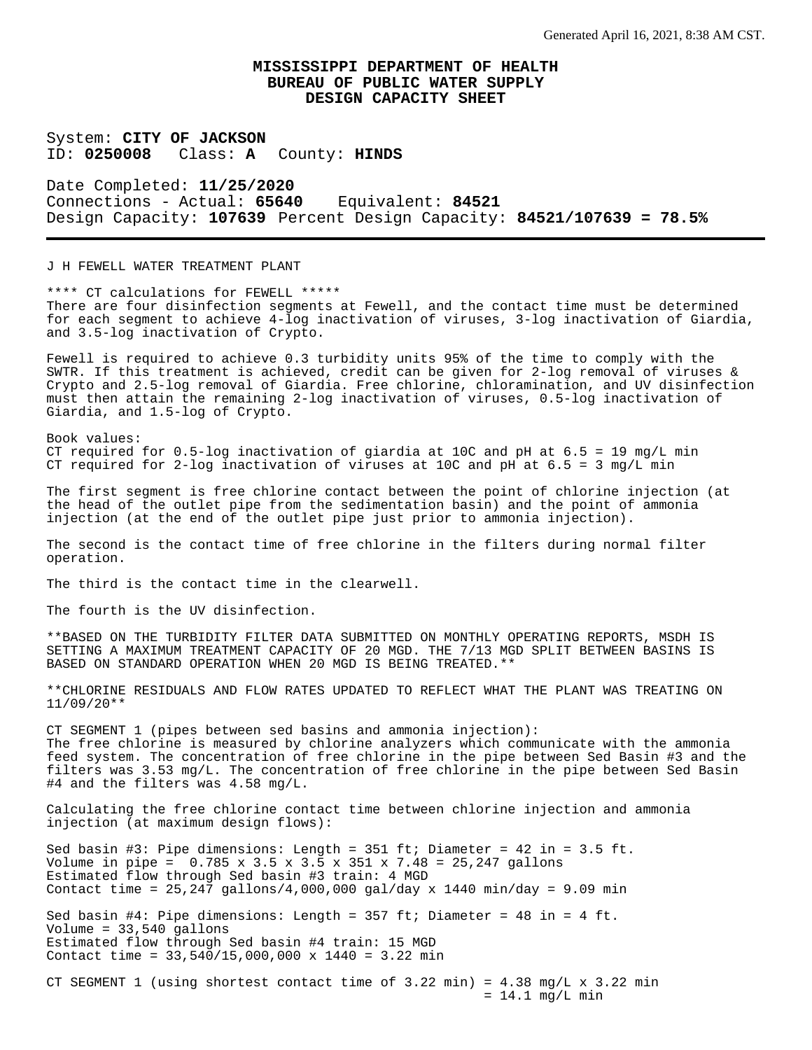Generated April 16, 2021, 8:38 AM CST.

# MISSISSIPPI DEPARTMENT OF HEALTH
## BUREAU OF PUBLIC WATER SUPPLY
## DESIGN CAPACITY SHEET

System: **CITY OF JACKSON**
ID: **0250008** Class: **A** County: **HINDS**

Date Completed: **11/25/2020**
Connections - Actual: **65640** Equivalent: **84521**
Design Capacity: **107639** Percent Design Capacity: **84521/107639 = 78.5%**

---

J H FEWELL WATER TREATMENT PLANT

**** CT calculations for FEWELL *****
There are four disinfection segments at Fewell, and the contact time must be determined for each segment to achieve 4-log inactivation of viruses, 3-log inactivation of Giardia, and 3.5-log inactivation of Crypto.

Fewell is required to achieve 0.3 turbidity units 95% of the time to comply with the SWTR. If this treatment is achieved, credit can be given for 2-log removal of viruses & Crypto and 2.5-log removal of Giardia. Free chlorine, chloramination, and UV disinfection must then attain the remaining 2-log inactivation of viruses, 0.5-log inactivation of Giardia, and 1.5-log of Crypto.

Book values:
CT required for 0.5-log inactivation of giardia at 10C and pH at 6.5 = 19 mg/L min
CT required for 2-log inactivation of viruses at 10C and pH at 6.5 = 3 mg/L min

The first segment is free chlorine contact between the point of chlorine injection (at the head of the outlet pipe from the sedimentation basin) and the point of ammonia injection (at the end of the outlet pipe just prior to ammonia injection).

The second is the contact time of free chlorine in the filters during normal filter operation.

The third is the contact time in the clearwell.

The fourth is the UV disinfection.

**BASED ON THE TURBIDITY FILTER DATA SUBMITTED ON MONTHLY OPERATING REPORTS, MSDH IS SETTING A MAXIMUM TREATMENT CAPACITY OF 20 MGD. THE 7/13 MGD SPLIT BETWEEN BASINS IS BASED ON STANDARD OPERATION WHEN 20 MGD IS BEING TREATED.**

**CHLORINE RESIDUALS AND FLOW RATES UPDATED TO REFLECT WHAT THE PLANT WAS TREATING ON 11/09/20**

CT SEGMENT 1 (pipes between sed basins and ammonia injection):
The free chlorine is measured by chlorine analyzers which communicate with the ammonia feed system. The concentration of free chlorine in the pipe between Sed Basin #3 and the filters was 3.53 mg/L. The concentration of free chlorine in the pipe between Sed Basin #4 and the filters was 4.58 mg/L.

Calculating the free chlorine contact time between chlorine injection and ammonia injection (at maximum design flows):

Sed basin #3: Pipe dimensions: Length = 351 ft; Diameter = 42 in = 3.5 ft.
Volume in pipe = 0.785 x 3.5 x 3.5 x 351 x 7.48 = 25,247 gallons
Estimated flow through Sed basin #3 train: 4 MGD
Contact time = 25,247 gallons/4,000,000 gal/day x 1440 min/day = 9.09 min

Sed basin #4: Pipe dimensions: Length = 357 ft; Diameter = 48 in = 4 ft.
Volume = 33,540 gallons
Estimated flow through Sed basin #4 train: 15 MGD
Contact time = 33,540/15,000,000 x 1440 = 3.22 min

CT SEGMENT 1 (using shortest contact time of 3.22 min) = 4.38 mg/L x 3.22 min
= 14.1 mg/L min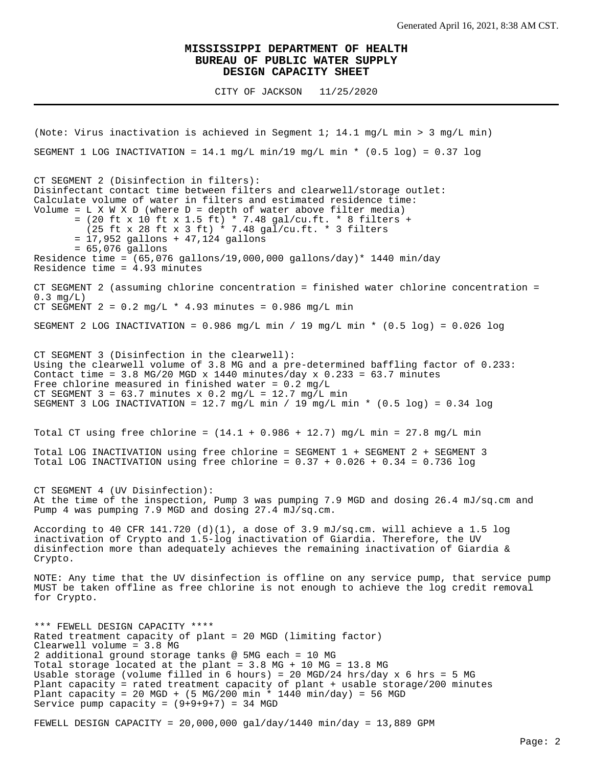Generated April 16, 2021, 8:38 AM CST.

# MISSISSIPPI DEPARTMENT OF HEALTH
## BUREAU OF PUBLIC WATER SUPPLY
## DESIGN CAPACITY SHEET

CITY OF JACKSON 11/25/2020

---

(Note: Virus inactivation is achieved in Segment 1; 14.1 mg/L min > 3 mg/L min)

SEGMENT 1 LOG INACTIVATION = 14.1 mg/L min/19 mg/L min * (0.5 log) = 0.37 log

CT SEGMENT 2 (Disinfection in filters):
Disinfectant contact time between filters and clearwell/storage outlet:
Calculate volume of water in filters and estimated residence time:
Volume = L X W X D (where D = depth of water above filter media)
= (20 ft x 10 ft x 1.5 ft) * 7.48 gal/cu.ft. * 8 filters +
(25 ft x 28 ft x 3 ft) * 7.48 gal/cu.ft. * 3 filters
= 17,952 gallons + 47,124 gallons
= 65,076 gallons
Residence time = (65,076 gallons/19,000,000 gallons/day)* 1440 min/day
Residence time = 4.93 minutes

CT SEGMENT 2 (assuming chlorine concentration = finished water chlorine concentration = 0.3 mg/L)
CT SEGMENT 2 = 0.2 mg/L * 4.93 minutes = 0.986 mg/L min

SEGMENT 2 LOG INACTIVATION = 0.986 mg/L min / 19 mg/L min * (0.5 log) = 0.026 log

CT SEGMENT 3 (Disinfection in the clearwell):
Using the clearwell volume of 3.8 MG and a pre-determined baffling factor of 0.233:
Contact time = 3.8 MG/20 MGD x 1440 minutes/day x 0.233 = 63.7 minutes
Free chlorine measured in finished water = 0.2 mg/L
CT SEGMENT 3 = 63.7 minutes x 0.2 mg/L = 12.7 mg/L min
SEGMENT 3 LOG INACTIVATION = 12.7 mg/L min / 19 mg/L min * (0.5 log) = 0.34 log

Total CT using free chlorine = (14.1 + 0.986 + 12.7) mg/L min = 27.8 mg/L min

Total LOG INACTIVATION using free chlorine = SEGMENT 1 + SEGMENT 2 + SEGMENT 3
Total LOG INACTIVATION using free chlorine = 0.37 + 0.026 + 0.34 = 0.736 log

CT SEGMENT 4 (UV Disinfection):
At the time of the inspection, Pump 3 was pumping 7.9 MGD and dosing 26.4 mJ/sq.cm and Pump 4 was pumping 7.9 MGD and dosing 27.4 mJ/sq.cm.

According to 40 CFR 141.720 (d)(1), a dose of 3.9 mJ/sq.cm. will achieve a 1.5 log inactivation of Crypto and 1.5-log inactivation of Giardia. Therefore, the UV disinfection more than adequately achieves the remaining inactivation of Giardia & Crypto.

NOTE: Any time that the UV disinfection is offline on any service pump, that service pump MUST be taken offline as free chlorine is not enough to achieve the log credit removal for Crypto.

*** FEWELL DESIGN CAPACITY ****
Rated treatment capacity of plant = 20 MGD (limiting factor)
Clearwell volume = 3.8 MG
2 additional ground storage tanks @ 5MG each = 10 MG
Total storage located at the plant = 3.8 MG + 10 MG = 13.8 MG
Usable storage (volume filled in 6 hours) = 20 MGD/24 hrs/day x 6 hrs = 5 MG
Plant capacity = rated treatment capacity of plant + usable storage/200 minutes
Plant capacity = 20 MGD + (5 MG/200 min * 1440 min/day) = 56 MGD
Service pump capacity = (9+9+9+7) = 34 MGD

FEWELL DESIGN CAPACITY = 20,000,000 gal/day/1440 min/day = 13,889 GPM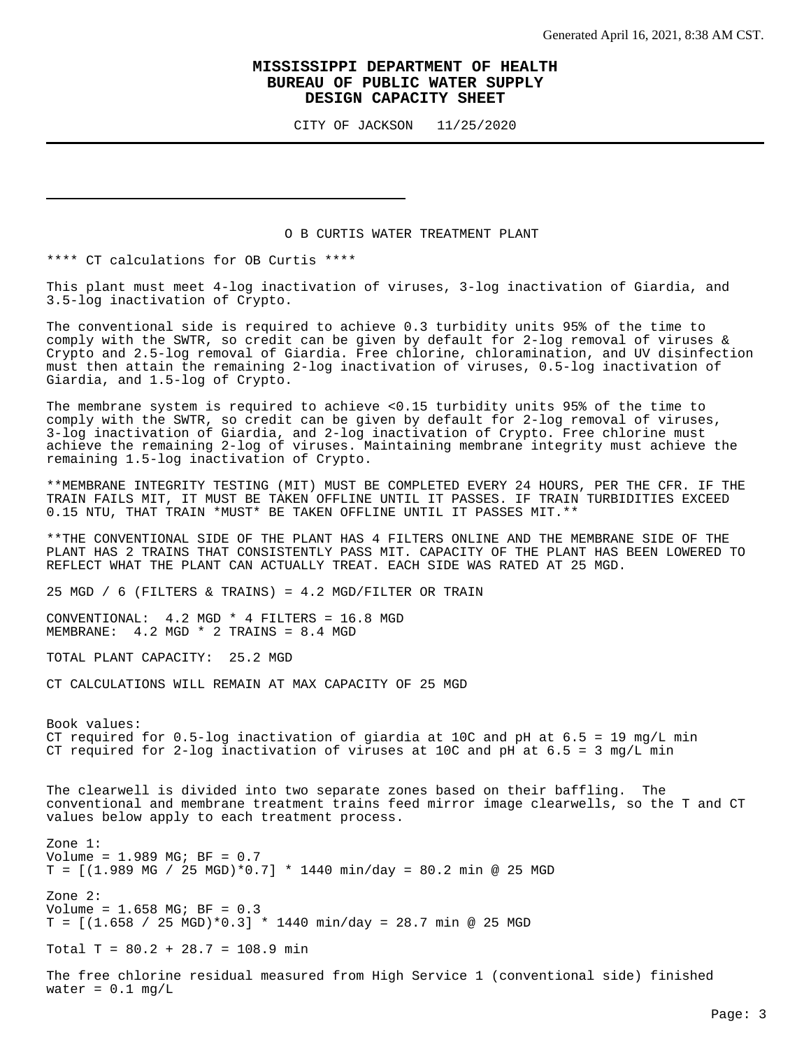Generated April 16, 2021, 8:38 AM CST.

# MISSISSIPPI DEPARTMENT OF HEALTH
## BUREAU OF PUBLIC WATER SUPPLY
## DESIGN CAPACITY SHEET

CITY OF JACKSON   11/25/2020

---

O B CURTIS WATER TREATMENT PLANT

**** CT calculations for OB Curtis ****

This plant must meet 4-log inactivation of viruses, 3-log inactivation of Giardia, and 3.5-log inactivation of Crypto.

The conventional side is required to achieve 0.3 turbidity units 95% of the time to comply with the SWTR, so credit can be given by default for 2-log removal of viruses & Crypto and 2.5-log removal of Giardia. Free chlorine, chloramination, and UV disinfection must then attain the remaining 2-log inactivation of viruses, 0.5-log inactivation of Giardia, and 1.5-log of Crypto.

The membrane system is required to achieve <0.15 turbidity units 95% of the time to comply with the SWTR, so credit can be given by default for 2-log removal of viruses, 3-log inactivation of Giardia, and 2-log inactivation of Crypto. Free chlorine must achieve the remaining 2-log of viruses. Maintaining membrane integrity must achieve the remaining 1.5-log inactivation of Crypto.

**MEMBRANE INTEGRITY TESTING (MIT) MUST BE COMPLETED EVERY 24 HOURS, PER THE CFR. IF THE TRAIN FAILS MIT, IT MUST BE TAKEN OFFLINE UNTIL IT PASSES. IF TRAIN TURBIDITIES EXCEED 0.15 NTU, THAT TRAIN *MUST* BE TAKEN OFFLINE UNTIL IT PASSES MIT.**

**THE CONVENTIONAL SIDE OF THE PLANT HAS 4 FILTERS ONLINE AND THE MEMBRANE SIDE OF THE PLANT HAS 2 TRAINS THAT CONSISTENTLY PASS MIT. CAPACITY OF THE PLANT HAS BEEN LOWERED TO REFLECT WHAT THE PLANT CAN ACTUALLY TREAT. EACH SIDE WAS RATED AT 25 MGD.

25 MGD / 6 (FILTERS & TRAINS) = 4.2 MGD/FILTER OR TRAIN

CONVENTIONAL:  4.2 MGD * 4 FILTERS = 16.8 MGD
MEMBRANE:  4.2 MGD * 2 TRAINS = 8.4 MGD

TOTAL PLANT CAPACITY:  25.2 MGD

CT CALCULATIONS WILL REMAIN AT MAX CAPACITY OF 25 MGD

Book values:
CT required for 0.5-log inactivation of giardia at 10C and pH at 6.5 = 19 mg/L min
CT required for 2-log inactivation of viruses at 10C and pH at 6.5 = 3 mg/L min

The clearwell is divided into two separate zones based on their baffling.  The conventional and membrane treatment trains feed mirror image clearwells, so the T and CT values below apply to each treatment process.

Zone 1:
Volume = 1.989 MG; BF = 0.7
T = [(1.989 MG / 25 MGD)*0.7] * 1440 min/day = 80.2 min @ 25 MGD

Zone 2:
Volume = 1.658 MG; BF = 0.3
T = [(1.658 / 25 MGD)*0.3] * 1440 min/day = 28.7 min @ 25 MGD

Total T = 80.2 + 28.7 = 108.9 min

The free chlorine residual measured from High Service 1 (conventional side) finished water = 0.1 mg/L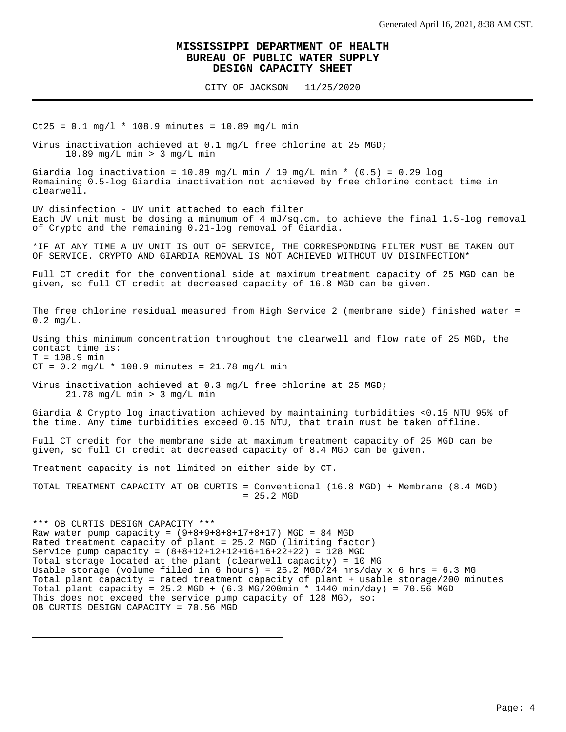Generated April 16, 2021, 8:38 AM CST.

# MISSISSIPPI DEPARTMENT OF HEALTH
## BUREAU OF PUBLIC WATER SUPPLY
## DESIGN CAPACITY SHEET

CITY OF JACKSON 11/25/2020

---

$Ct25 = 0.1$ mg/l * 108.9 minutes = 10.89 mg/L min

Virus inactivation achieved at 0.1 mg/L free chlorine at 25 MGD;
10.89 mg/L min > 3 mg/L min

Giardia log inactivation = 10.89 mg/L min / 19 mg/L min * (0.5) = 0.29 log
Remaining 0.5-log Giardia inactivation not achieved by free chlorine contact time in clearwell.

UV disinfection - UV unit attached to each filter
Each UV unit must be dosing a minumum of 4 mJ/sq.cm. to achieve the final 1.5-log removal of Crypto and the remaining 0.21-log removal of Giardia.

*IF AT ANY TIME A UV UNIT IS OUT OF SERVICE, THE CORRESPONDING FILTER MUST BE TAKEN OUT OF SERVICE. CRYPTO AND GIARDIA REMOVAL IS NOT ACHIEVED WITHOUT UV DISINFECTION*

Full CT credit for the conventional side at maximum treatment capacity of 25 MGD can be given, so full CT credit at decreased capacity of 16.8 MGD can be given.

The free chlorine residual measured from High Service 2 (membrane side) finished water = 0.2 mg/L.

Using this minimum concentration throughout the clearwell and flow rate of 25 MGD, the contact time is:
T = 108.9 min
CT = 0.2 mg/L * 108.9 minutes = 21.78 mg/L min

Virus inactivation achieved at 0.3 mg/L free chlorine at 25 MGD;
21.78 mg/L min > 3 mg/L min

Giardia & Crypto log inactivation achieved by maintaining turbidities <0.15 NTU 95% of the time. Any time turbidities exceed 0.15 NTU, that train must be taken offline.

Full CT credit for the membrane side at maximum treatment capacity of 25 MGD can be given, so full CT credit at decreased capacity of 8.4 MGD can be given.

Treatment capacity is not limited on either side by CT.

TOTAL TREATMENT CAPACITY AT OB CURTIS = Conventional (16.8 MGD) + Membrane (8.4 MGD)
= 25.2 MGD

*** OB CURTIS DESIGN CAPACITY ***
Raw water pump capacity = (9+8+9+8+8+17+8+17) MGD = 84 MGD
Rated treatment capacity of plant = 25.2 MGD (limiting factor)
Service pump capacity = (8+8+12+12+12+16+16+22+22) = 128 MGD
Total storage located at the plant (clearwell capacity) = 10 MG
Usable storage (volume filled in 6 hours) = 25.2 MGD/24 hrs/day x 6 hrs = 6.3 MG
Total plant capacity = rated treatment capacity of plant + usable storage/200 minutes
Total plant capacity = 25.2 MGD + (6.3 MG/200min * 1440 min/day) = 70.56 MGD
This does not exceed the service pump capacity of 128 MGD, so:
OB CURTIS DESIGN CAPACITY = 70.56 MGD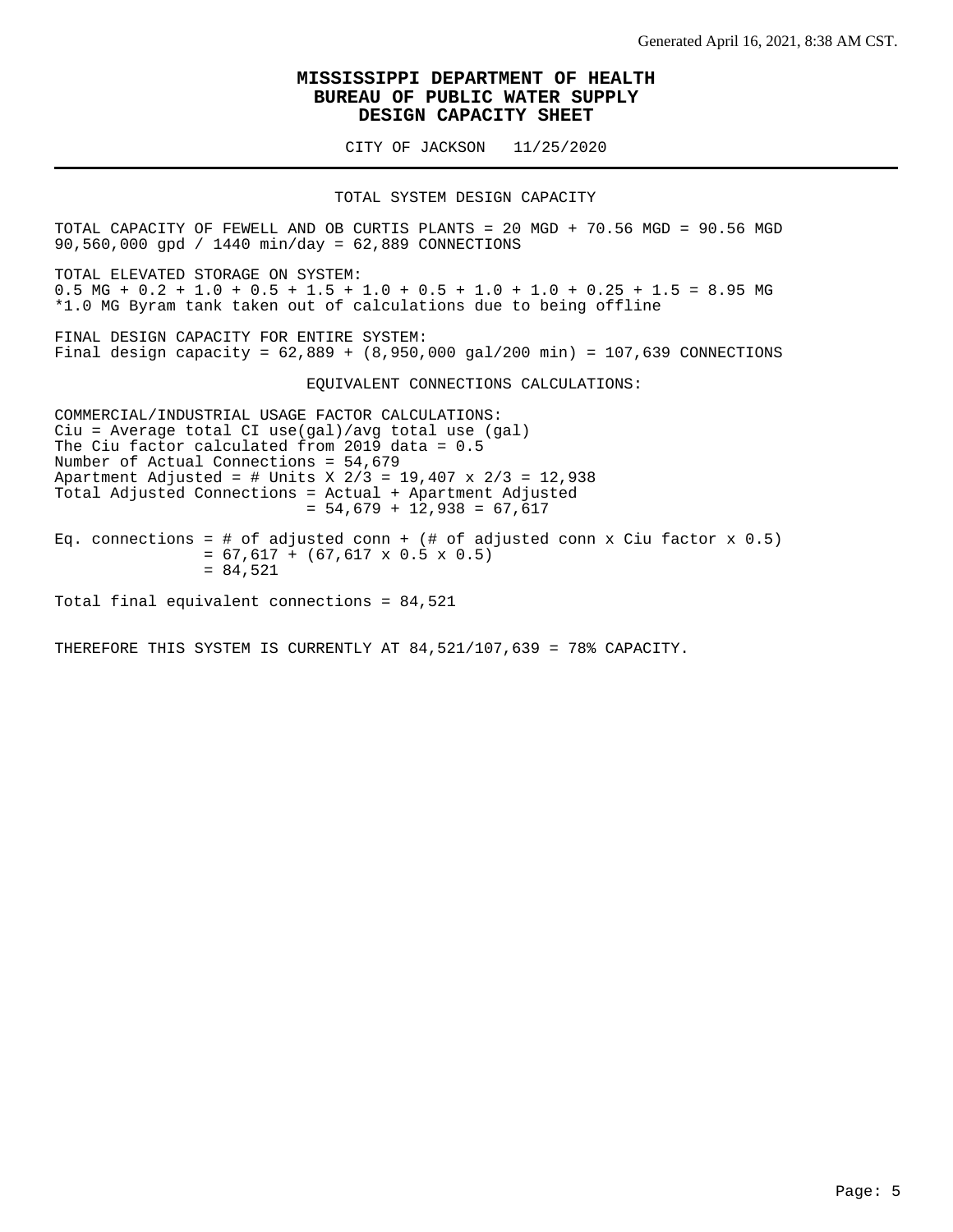# MISSISSIPPI DEPARTMENT OF HEALTH
## BUREAU OF PUBLIC WATER SUPPLY
## DESIGN CAPACITY SHEET

CITY OF JACKSON 11/25/2020

---

### TOTAL SYSTEM DESIGN CAPACITY

TOTAL CAPACITY OF FEWELL AND OB CURTIS PLANTS = 20 MGD + 70.56 MGD = 90.56 MGD
90,560,000 gpd / 1440 min/day = 62,889 CONNECTIONS

TOTAL ELEVATED STORAGE ON SYSTEM:
0.5 MG + 0.2 + 1.0 + 0.5 + 1.5 + 1.0 + 0.5 + 1.0 + 1.0 + 0.25 + 1.5 = 8.95 MG
*1.0 MG Byram tank taken out of calculations due to being offline

FINAL DESIGN CAPACITY FOR ENTIRE SYSTEM:
Final design capacity = 62,889 + (8,950,000 gal/200 min) = 107,639 CONNECTIONS

### EQUIVALENT CONNECTIONS CALCULATIONS:

COMMERCIAL/INDUSTRIAL USAGE FACTOR CALCULATIONS:
Ciu = Average total CI use(gal)/avg total use (gal)
The Ciu factor calculated from 2019 data = 0.5
Number of Actual Connections = 54,679
Apartment Adjusted = # Units X 2/3 = 19,407 x 2/3 = 12,938
Total Adjusted Connections = Actual + Apartment Adjusted
= 54,679 + 12,938 = 67,617

Eq. connections = # of adjusted conn + (# of adjusted conn x Ciu factor x 0.5)
= 67,617 + (67,617 x 0.5 x 0.5)
= 84,521

Total final equivalent connections = 84,521

THEREFORE THIS SYSTEM IS CURRENTLY AT 84,521/107,639 = 78% CAPACITY.